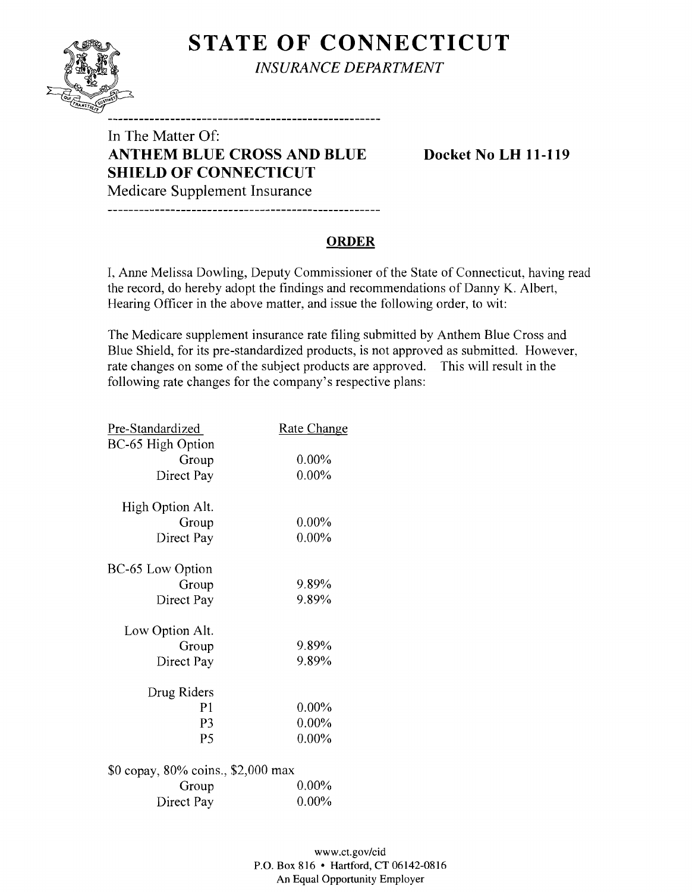# STATE OF CONNECTICUT

*INSURANCE DEPARTMENT*

---

In The Matter Of:

**ANTHEM BLUE CROSS AND BLUE SHIELD OF CONNECTICUT** **Docket No LH 11-119**

Medicare Supplement Insurance

---

## ORDER

I, Anne Melissa Dowling, Deputy Commissioner of the State of Connecticut, having read the record, do hereby adopt the findings and recommendations of Danny K. Albert, Hearing Officer in the above matter, and issue the following order, to wit:

The Medicare supplement insurance rate filing submitted by Anthem Blue Cross and Blue Shield, for its pre-standardized products, is not approved as submitted. However, rate changes on some of the subject products are approved. This will result in the following rate changes for the company's respective plans:

| Pre-Standardized | Rate Change |
|---|---|
| BC-65 High Option | |
| Group | 0.00% |
| Direct Pay | 0.00% |
| High Option Alt. | |
| Group | 0.00% |
| Direct Pay | 0.00% |
| BC-65 Low Option | |
| Group | 9.89% |
| Direct Pay | 9.89% |
| Low Option Alt. | |
| Group | 9.89% |
| Direct Pay | 9.89% |
| Drug Riders | |
| P1 | 0.00% |
| P3 | 0.00% |
| P5 | 0.00% |
| $0 copay, 80% coins., $2,000 max | |
| Group | 0.00% |
| Direct Pay | 0.00% |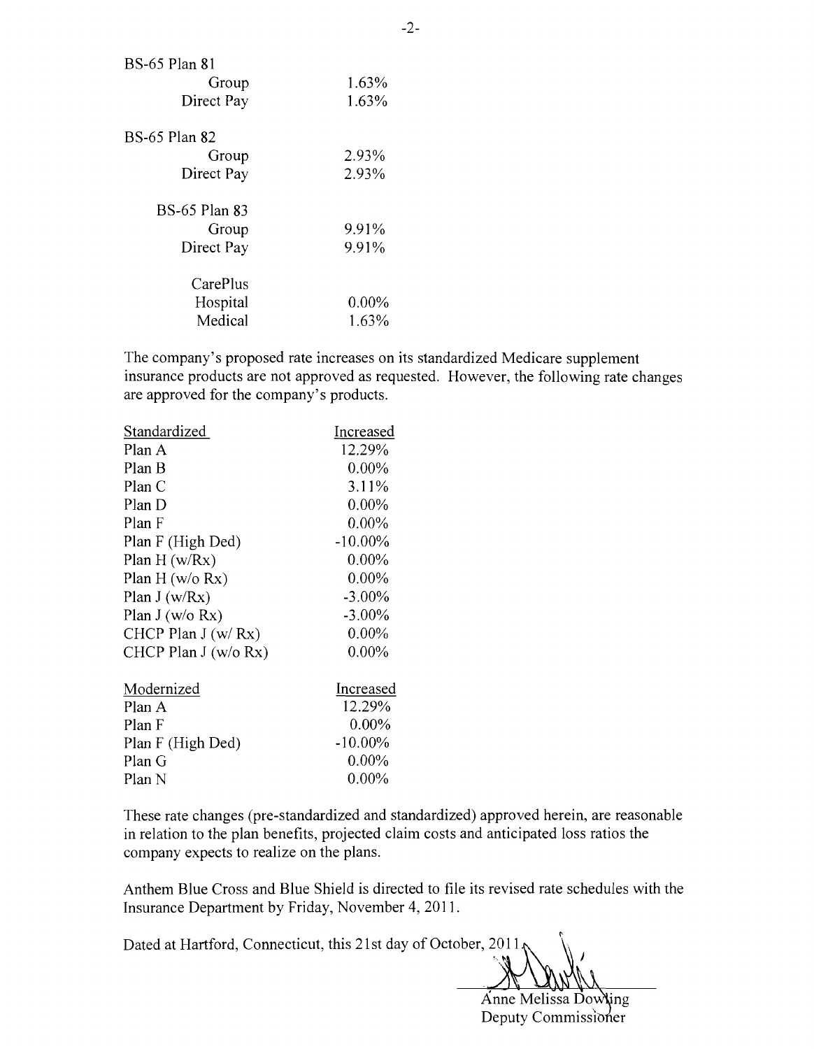| BS-65 Plan 81 | |
| --- | --- |
| Group | 1.63% |
| Direct Pay | 1.63% |
| **BS-65 Plan 82** | |
| Group | 2.93% |
| Direct Pay | 2.93% |
| **BS-65 Plan 83** | |
| Group | 9.91% |
| Direct Pay | 9.91% |
| **CarePlus** | |
| Hospital | 0.00% |
| Medical | 1.63% |

The company's proposed rate increases on its standardized Medicare supplement insurance products are not approved as requested. However, the following rate changes are approved for the company's products.

| Standardized | Increased |
| --- | --- |
| Plan A | 12.29% |
| Plan B | 0.00% |
| Plan C | 3.11% |
| Plan D | 0.00% |
| Plan F | 0.00% |
| Plan F (High Ded) | -10.00% |
| Plan H (w/Rx) | 0.00% |
| Plan H (w/o Rx) | 0.00% |
| Plan J (w/Rx) | -3.00% |
| Plan J (w/o Rx) | -3.00% |
| CHCP Plan J (w/ Rx) | 0.00% |
| CHCP Plan J (w/o Rx) | 0.00% |

| Modernized | Increased |
| --- | --- |
| Plan A | 12.29% |
| Plan F | 0.00% |
| Plan F (High Ded) | -10.00% |
| Plan G | 0.00% |
| Plan N | 0.00% |

These rate changes (pre-standardized and standardized) approved herein, are reasonable in relation to the plan benefits, projected claim costs and anticipated loss ratios the company expects to realize on the plans.

Anthem Blue Cross and Blue Shield is directed to file its revised rate schedules with the Insurance Department by Friday, November 4, 2011.

Dated at Hartford, Connecticut, this 21st day of October, 2011.

Anne Melissa Dowling
Deputy Commissioner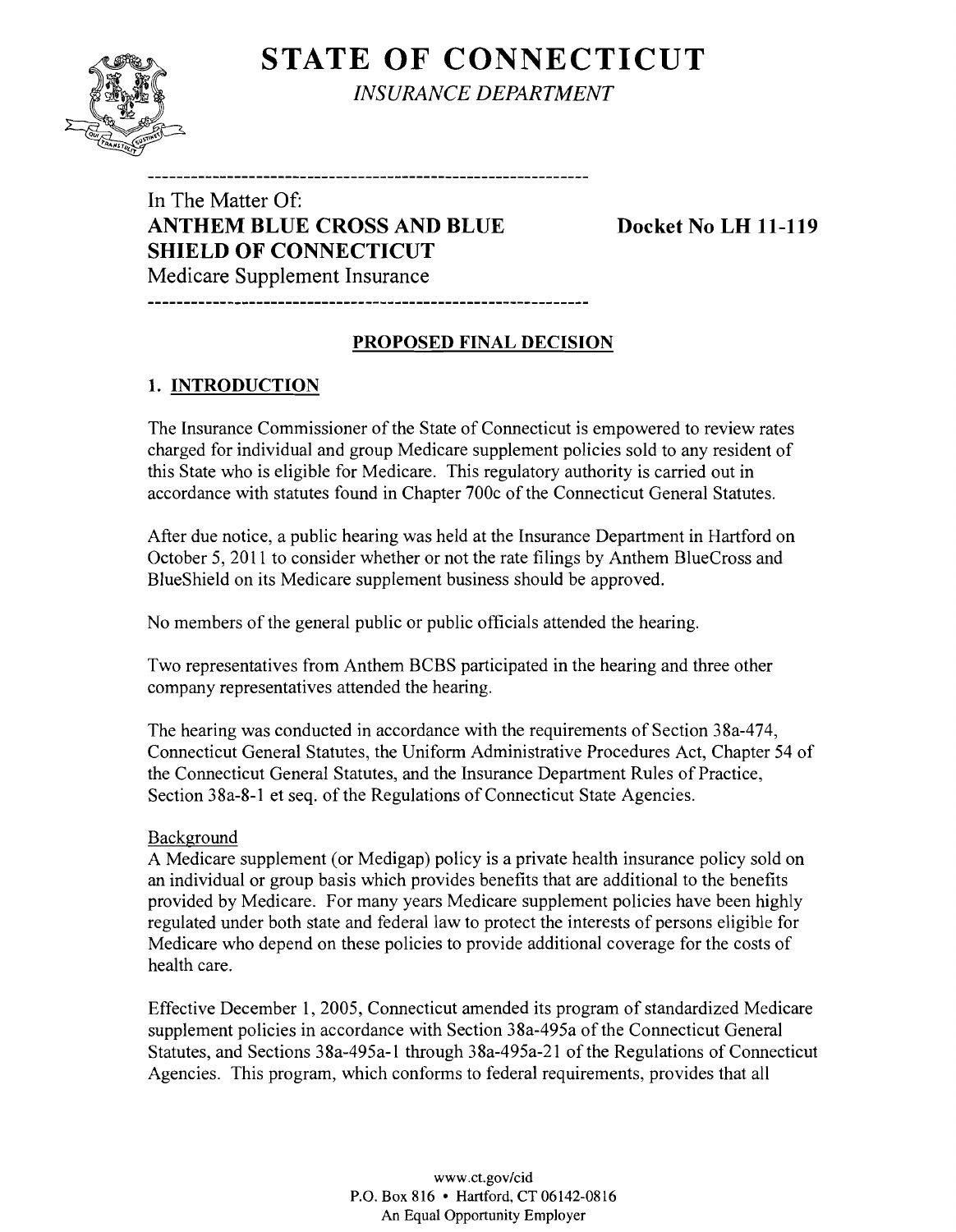# STATE OF CONNECTICUT

*INSURANCE DEPARTMENT*

---

In The Matter Of:
**ANTHEM BLUE CROSS AND BLUE SHIELD OF CONNECTICUT**
Medicare Supplement Insurance

**Docket No LH 11-119**

---

## PROPOSED FINAL DECISION

### 1. INTRODUCTION

The Insurance Commissioner of the State of Connecticut is empowered to review rates charged for individual and group Medicare supplement policies sold to any resident of this State who is eligible for Medicare. This regulatory authority is carried out in accordance with statutes found in Chapter 700c of the Connecticut General Statutes.

After due notice, a public hearing was held at the Insurance Department in Hartford on October 5, 2011 to consider whether or not the rate filings by Anthem BlueCross and BlueShield on its Medicare supplement business should be approved.

No members of the general public or public officials attended the hearing.

Two representatives from Anthem BCBS participated in the hearing and three other company representatives attended the hearing.

The hearing was conducted in accordance with the requirements of Section 38a-474, Connecticut General Statutes, the Uniform Administrative Procedures Act, Chapter 54 of the Connecticut General Statutes, and the Insurance Department Rules of Practice, Section 38a-8-1 et seq. of the Regulations of Connecticut State Agencies.

Background

A Medicare supplement (or Medigap) policy is a private health insurance policy sold on an individual or group basis which provides benefits that are additional to the benefits provided by Medicare. For many years Medicare supplement policies have been highly regulated under both state and federal law to protect the interests of persons eligible for Medicare who depend on these policies to provide additional coverage for the costs of health care.

Effective December 1, 2005, Connecticut amended its program of standardized Medicare supplement policies in accordance with Section 38a-495a of the Connecticut General Statutes, and Sections 38a-495a-1 through 38a-495a-21 of the Regulations of Connecticut Agencies. This program, which conforms to federal requirements, provides that all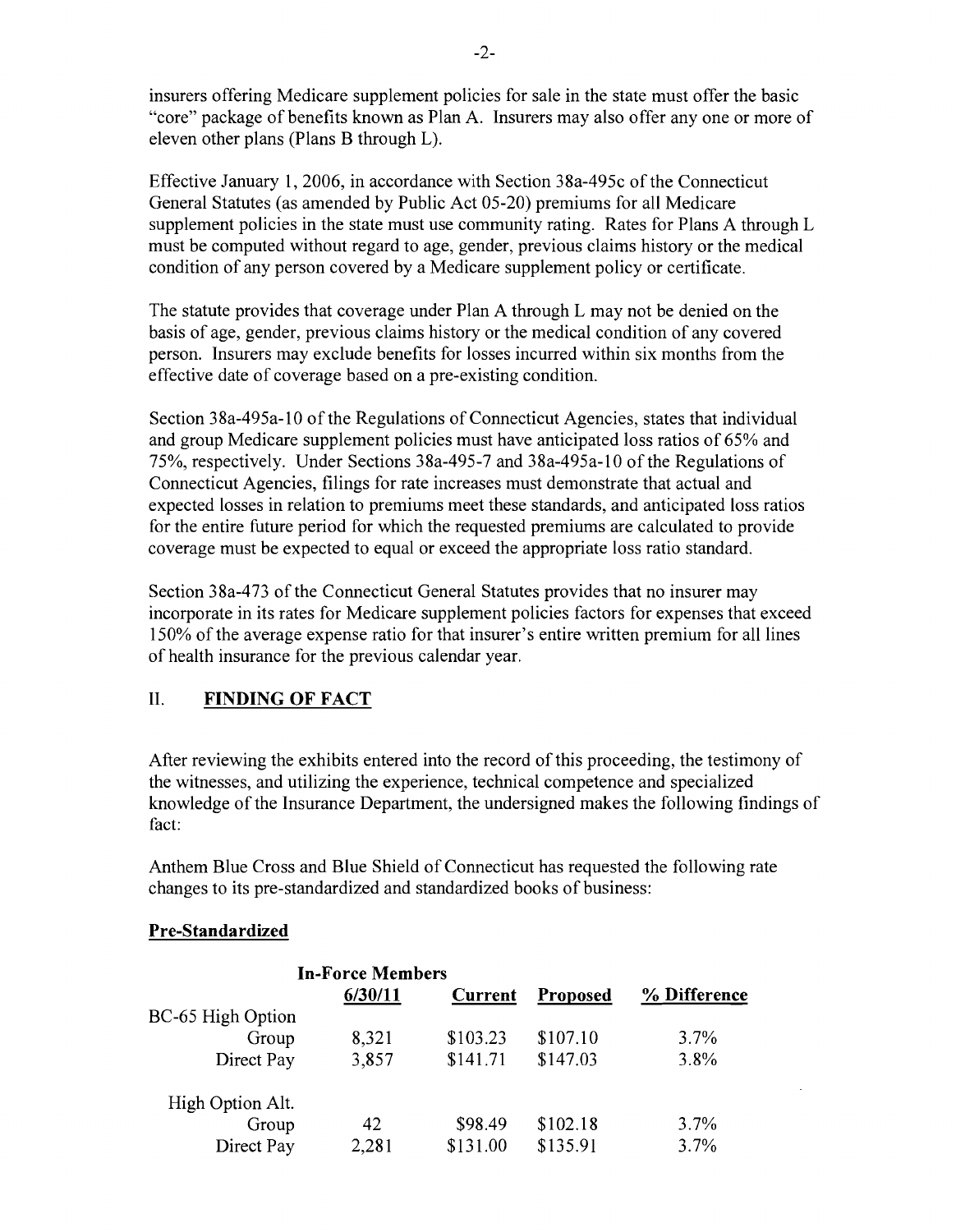insurers offering Medicare supplement policies for sale in the state must offer the basic "core" package of benefits known as Plan A. Insurers may also offer any one or more of eleven other plans (Plans B through L).

Effective January 1, 2006, in accordance with Section 38a-495c of the Connecticut General Statutes (as amended by Public Act 05-20) premiums for all Medicare supplement policies in the state must use community rating. Rates for Plans A through L must be computed without regard to age, gender, previous claims history or the medical condition of any person covered by a Medicare supplement policy or certificate.

The statute provides that coverage under Plan A through L may not be denied on the basis of age, gender, previous claims history or the medical condition of any covered person. Insurers may exclude benefits for losses incurred within six months from the effective date of coverage based on a pre-existing condition.

Section 38a-495a-10 of the Regulations of Connecticut Agencies, states that individual and group Medicare supplement policies must have anticipated loss ratios of 65% and 75%, respectively. Under Sections 38a-495-7 and 38a-495a-10 of the Regulations of Connecticut Agencies, filings for rate increases must demonstrate that actual and expected losses in relation to premiums meet these standards, and anticipated loss ratios for the entire future period for which the requested premiums are calculated to provide coverage must be expected to equal or exceed the appropriate loss ratio standard.

Section 38a-473 of the Connecticut General Statutes provides that no insurer may incorporate in its rates for Medicare supplement policies factors for expenses that exceed 150% of the average expense ratio for that insurer's entire written premium for all lines of health insurance for the previous calendar year.

## II. FINDING OF FACT

After reviewing the exhibits entered into the record of this proceeding, the testimony of the witnesses, and utilizing the experience, technical competence and specialized knowledge of the Insurance Department, the undersigned makes the following findings of fact:

Anthem Blue Cross and Blue Shield of Connecticut has requested the following rate changes to its pre-standardized and standardized books of business:

**Pre-Standardized**

| | In-Force Members 6/30/11 | Current | Proposed | % Difference |
|---|---|---|---|---|
| BC-65 High Option | | | | |
| Group | 8,321 | $103.23 | $107.10 | 3.7% |
| Direct Pay | 3,857 | $141.71 | $147.03 | 3.8% |
| High Option Alt. | | | | |
| Group | 42 | $98.49 | $102.18 | 3.7% |
| Direct Pay | 2,281 | $131.00 | $135.91 | 3.7% |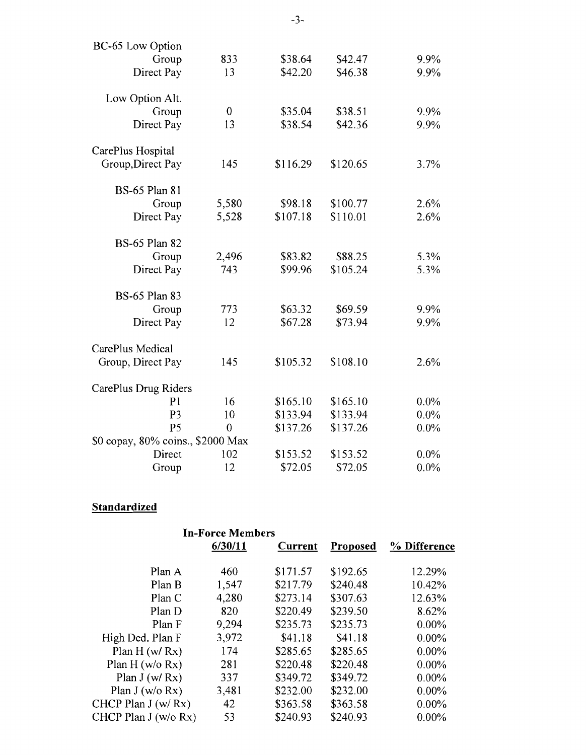| | | | | |
|---|---|---|---|---|
| BC-65 Low Option | | | | |
| Group | 833 | $38.64 | $42.47 | 9.9% |
| Direct Pay | 13 | $42.20 | $46.38 | 9.9% |
| | | | | |
| Low Option Alt. | | | | |
| Group | 0 | $35.04 | $38.51 | 9.9% |
| Direct Pay | 13 | $38.54 | $42.36 | 9.9% |
| | | | | |
| CarePlus Hospital | | | | |
| Group,Direct Pay | 145 | $116.29 | $120.65 | 3.7% |
| | | | | |
| BS-65 Plan 81 | | | | |
| Group | 5,580 | $98.18 | $100.77 | 2.6% |
| Direct Pay | 5,528 | $107.18 | $110.01 | 2.6% |
| | | | | |
| BS-65 Plan 82 | | | | |
| Group | 2,496 | $83.82 | $88.25 | 5.3% |
| Direct Pay | 743 | $99.96 | $105.24 | 5.3% |
| | | | | |
| BS-65 Plan 83 | | | | |
| Group | 773 | $63.32 | $69.59 | 9.9% |
| Direct Pay | 12 | $67.28 | $73.94 | 9.9% |
| | | | | |
| CarePlus Medical | | | | |
| Group, Direct Pay | 145 | $105.32 | $108.10 | 2.6% |
| | | | | |
| CarePlus Drug Riders | | | | |
| P1 | 16 | $165.10 | $165.10 | 0.0% |
| P3 | 10 | $133.94 | $133.94 | 0.0% |
| P5 | 0 | $137.26 | $137.26 | 0.0% |
| $0 copay, 80% coins., $2000 Max | | | | |
| Direct | 102 | $153.52 | $153.52 | 0.0% |
| Group | 12 | $72.05 | $72.05 | 0.0% |

**Standardized**

| | In-Force Members 6/30/11 | Current | Proposed | % Difference |
|---|---|---|---|---|
| Plan A | 460 | $171.57 | $192.65 | 12.29% |
| Plan B | 1,547 | $217.79 | $240.48 | 10.42% |
| Plan C | 4,280 | $273.14 | $307.63 | 12.63% |
| Plan D | 820 | $220.49 | $239.50 | 8.62% |
| Plan F | 9,294 | $235.73 | $235.73 | 0.00% |
| High Ded. Plan F | 3,972 | $41.18 | $41.18 | 0.00% |
| Plan H (w/ Rx) | 174 | $285.65 | $285.65 | 0.00% |
| Plan H (w/o Rx) | 281 | $220.48 | $220.48 | 0.00% |
| Plan J (w/ Rx) | 337 | $349.72 | $349.72 | 0.00% |
| Plan J (w/o Rx) | 3,481 | $232.00 | $232.00 | 0.00% |
| CHCP Plan J (w/ Rx) | 42 | $363.58 | $363.58 | 0.00% |
| CHCP Plan J (w/o Rx) | 53 | $240.93 | $240.93 | 0.00% |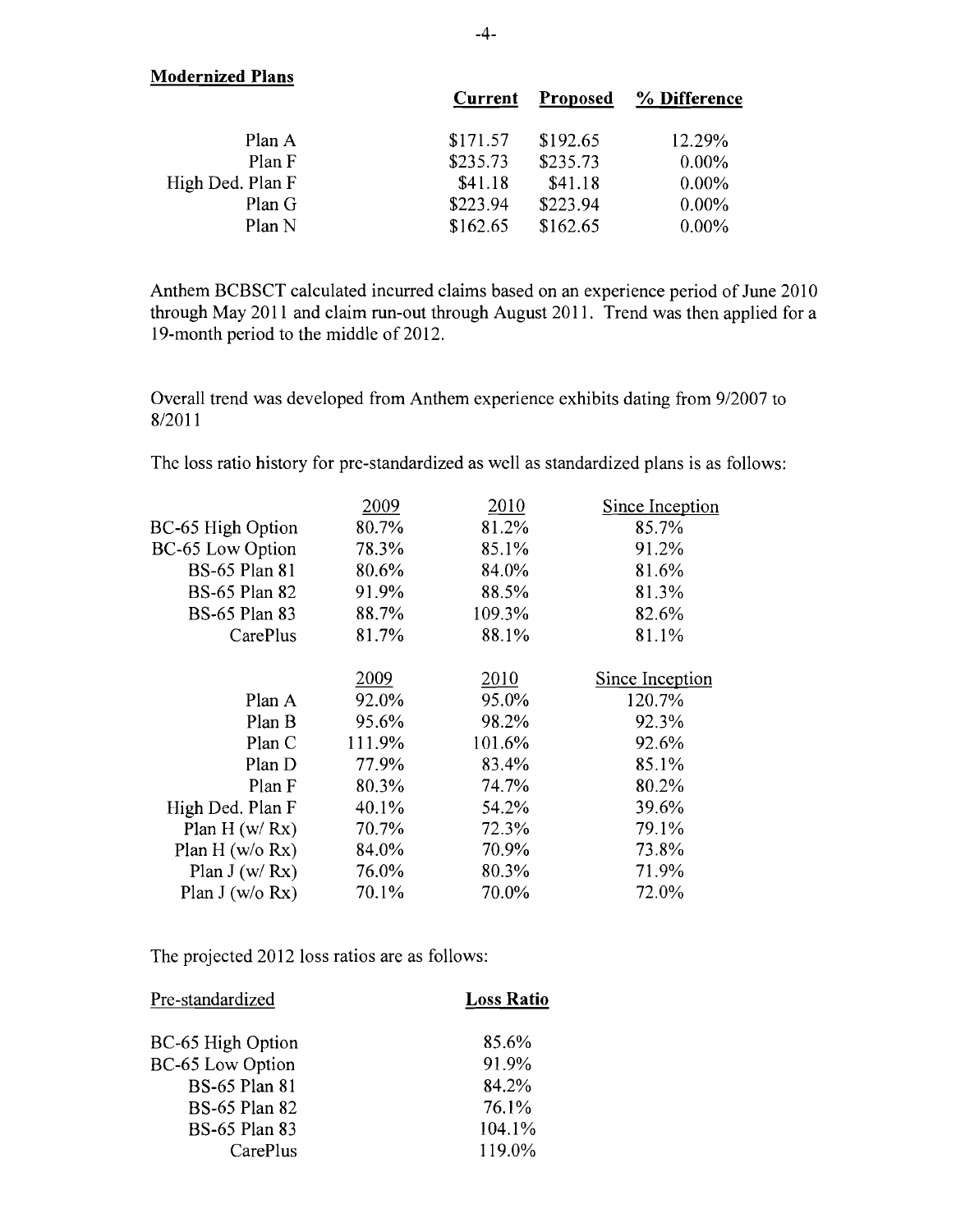**Modernized Plans**

| | Current | Proposed | % Difference |
|---|---|---|---|
| Plan A | $171.57 | $192.65 | 12.29% |
| Plan F | $235.73 | $235.73 | 0.00% |
| High Ded. Plan F | $41.18 | $41.18 | 0.00% |
| Plan G | $223.94 | $223.94 | 0.00% |
| Plan N | $162.65 | $162.65 | 0.00% |

Anthem BCBSCT calculated incurred claims based on an experience period of June 2010 through May 2011 and claim run-out through August 2011. Trend was then applied for a 19-month period to the middle of 2012.

Overall trend was developed from Anthem experience exhibits dating from 9/2007 to 8/2011

The loss ratio history for pre-standardized as well as standardized plans is as follows:

| | 2009 | 2010 | Since Inception |
|---|---|---|---|
| BC-65 High Option | 80.7% | 81.2% | 85.7% |
| BC-65 Low Option | 78.3% | 85.1% | 91.2% |
| BS-65 Plan 81 | 80.6% | 84.0% | 81.6% |
| BS-65 Plan 82 | 91.9% | 88.5% | 81.3% |
| BS-65 Plan 83 | 88.7% | 109.3% | 82.6% |
| CarePlus | 81.7% | 88.1% | 81.1% |

| | 2009 | 2010 | Since Inception |
|---|---|---|---|
| Plan A | 92.0% | 95.0% | 120.7% |
| Plan B | 95.6% | 98.2% | 92.3% |
| Plan C | 111.9% | 101.6% | 92.6% |
| Plan D | 77.9% | 83.4% | 85.1% |
| Plan F | 80.3% | 74.7% | 80.2% |
| High Ded. Plan F | 40.1% | 54.2% | 39.6% |
| Plan H (w/ Rx) | 70.7% | 72.3% | 79.1% |
| Plan H (w/o Rx) | 84.0% | 70.9% | 73.8% |
| Plan J (w/ Rx) | 76.0% | 80.3% | 71.9% |
| Plan J (w/o Rx) | 70.1% | 70.0% | 72.0% |

The projected 2012 loss ratios are as follows:

| Pre-standardized | Loss Ratio |
|---|---|
| BC-65 High Option | 85.6% |
| BC-65 Low Option | 91.9% |
| BS-65 Plan 81 | 84.2% |
| BS-65 Plan 82 | 76.1% |
| BS-65 Plan 83 | 104.1% |
| CarePlus | 119.0% |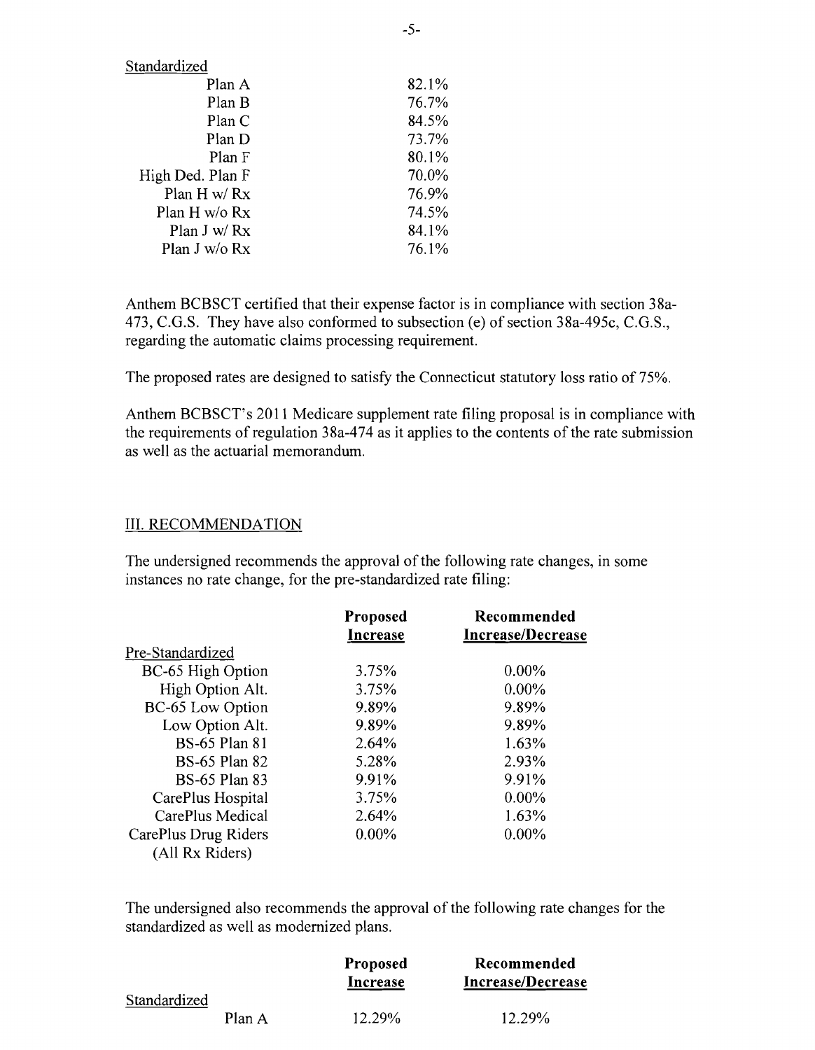| Standardized | |
|---|---|
| Plan A | 82.1% |
| Plan B | 76.7% |
| Plan C | 84.5% |
| Plan D | 73.7% |
| Plan F | 80.1% |
| High Ded. Plan F | 70.0% |
| Plan H w/ Rx | 76.9% |
| Plan H w/o Rx | 74.5% |
| Plan J w/ Rx | 84.1% |
| Plan J w/o Rx | 76.1% |

Anthem BCBSCT certified that their expense factor is in compliance with section 38a-473, C.G.S. They have also conformed to subsection (e) of section 38a-495c, C.G.S., regarding the automatic claims processing requirement.

The proposed rates are designed to satisfy the Connecticut statutory loss ratio of 75%.

Anthem BCBSCT's 2011 Medicare supplement rate filing proposal is in compliance with the requirements of regulation 38a-474 as it applies to the contents of the rate submission as well as the actuarial memorandum.

## III. RECOMMENDATION

The undersigned recommends the approval of the following rate changes, in some instances no rate change, for the pre-standardized rate filing:

| | Proposed Increase | Recommended Increase/Decrease |
|---|---|---|
| Pre-Standardized | | |
| BC-65 High Option | 3.75% | 0.00% |
| High Option Alt. | 3.75% | 0.00% |
| BC-65 Low Option | 9.89% | 9.89% |
| Low Option Alt. | 9.89% | 9.89% |
| BS-65 Plan 81 | 2.64% | 1.63% |
| BS-65 Plan 82 | 5.28% | 2.93% |
| BS-65 Plan 83 | 9.91% | 9.91% |
| CarePlus Hospital | 3.75% | 0.00% |
| CarePlus Medical | 2.64% | 1.63% |
| CarePlus Drug Riders (All Rx Riders) | 0.00% | 0.00% |

The undersigned also recommends the approval of the following rate changes for the standardized as well as modernized plans.

| | Proposed Increase | Recommended Increase/Decrease |
|---|---|---|
| Standardized | | |
| Plan A | 12.29% | 12.29% |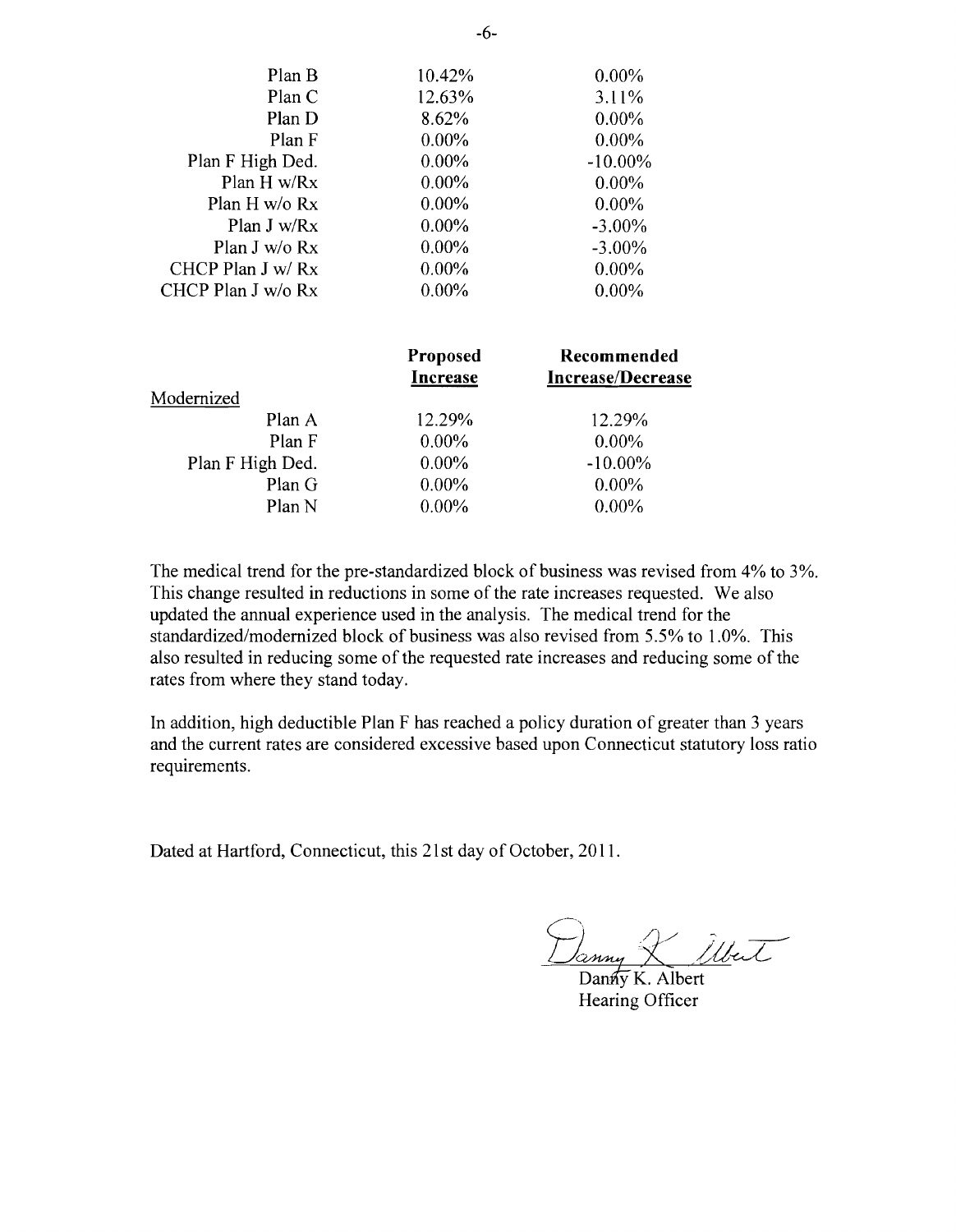| | | |
|---|---|---|
| Plan B | 10.42% | 0.00% |
| Plan C | 12.63% | 3.11% |
| Plan D | 8.62% | 0.00% |
| Plan F | 0.00% | 0.00% |
| Plan F High Ded. | 0.00% | -10.00% |
| Plan H w/Rx | 0.00% | 0.00% |
| Plan H w/o Rx | 0.00% | 0.00% |
| Plan J w/Rx | 0.00% | -3.00% |
| Plan J w/o Rx | 0.00% | -3.00% |
| CHCP Plan J w/ Rx | 0.00% | 0.00% |
| CHCP Plan J w/o Rx | 0.00% | 0.00% |

| | **Proposed Increase** | **Recommended Increase/Decrease** |
|---|---|---|
| Modernized | | |
| Plan A | 12.29% | 12.29% |
| Plan F | 0.00% | 0.00% |
| Plan F High Ded. | 0.00% | -10.00% |
| Plan G | 0.00% | 0.00% |
| Plan N | 0.00% | 0.00% |

The medical trend for the pre-standardized block of business was revised from 4% to 3%. This change resulted in reductions in some of the rate increases requested. We also updated the annual experience used in the analysis. The medical trend for the standardized/modernized block of business was also revised from 5.5% to 1.0%. This also resulted in reducing some of the requested rate increases and reducing some of the rates from where they stand today.

In addition, high deductible Plan F has reached a policy duration of greater than 3 years and the current rates are considered excessive based upon Connecticut statutory loss ratio requirements.

Dated at Hartford, Connecticut, this 21st day of October, 2011.

Danny K. Albert
Hearing Officer